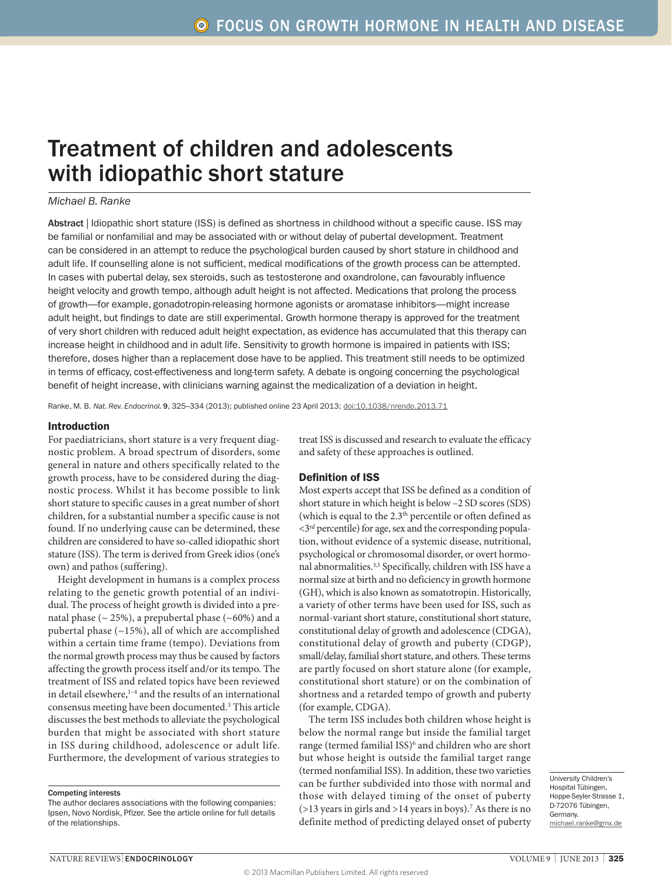# Treatment of children and adolescents with idiopathic short stature

*Michael B. Ranke*

**Abstract** | Idiopathic short stature (ISS) is defined as shortness in childhood without a specific cause. ISS may be familial or nonfamilial and may be associated with or without delay of pubertal development. Treatment can be considered in an attempt to reduce the psychological burden caused by short stature in childhood and adult life. If counselling alone is not sufficient, medical modifications of the growth process can be attempted. In cases with pubertal delay, sex steroids, such as testosterone and oxandrolone, can favourably influence height velocity and growth tempo, although adult height is not affected. Medications that prolong the process of growth—for example, gonadotropin-releasing hormone agonists or aromatase inhibitors—might increase adult height, but findings to date are still experimental. Growth hormone therapy is approved for the treatment of very short children with reduced adult height expectation, as evidence has accumulated that this therapy can increase height in childhood and in adult life. Sensitivity to growth hormone is impaired in patients with ISS; therefore, doses higher than a replacement dose have to be applied. This treatment still needs to be optimized in terms of efficacy, cost-effectiveness and long-term safety. A debate is ongoing concerning the psychological benefit of height increase, with clinicians warning against the medicalization of a deviation in height.

Ranke, M. B. *Nat. Rev. Endocrinol.* **9**, 325–334 (2013); published online 23 April 2013; doi:10.1038/nrendo.2013.71

## Introduction

For paediatricians, short stature is a very frequent diagnostic problem. A broad spectrum of disorders, some general in nature and others specifically related to the growth process, have to be considered during the diagnostic process. Whilst it has become possible to link short stature to specific causes in a great number of short children, for a substantial number a specific cause is not found. If no underlying cause can be determined, these children are considered to have so-called idiopathic short stature (ISS). The term is derived from Greek idios (one's own) and pathos (suffering).

Height development in humans is a complex process relating to the genetic growth potential of an individual. The process of height growth is divided into a prenatal phase (~ 25%), a prepubertal phase (~60%) and a pubertal phase (~15%), all of which are accomplished within a certain time frame (tempo). Deviations from the normal growth process may thus be caused by factors affecting the growth process itself and/or its tempo. The treatment of ISS and related topics have been reviewed in detail elsewhere,[1–4] and the results of an international consensus meeting have been documented.[3] This article discusses the best methods to alleviate the psychological burden that might be associated with short stature in ISS during childhood, adolescence or adult life. Furthermore, the development of various strategies to treat ISS is discussed and research to evaluate the efficacy and safety of these approaches is outlined.

## Definition of ISS

Most experts accept that ISS be defined as a condition of short stature in which height is below –2 SD scores (SDS) (which is equal to the 2.3[th] percentile or often defined as <3[rd] percentile) for age, sex and the corresponding population, without evidence of a systemic disease, nutritional, psychological or chromosomal disorder, or overt hormonal abnormalities.[3,5] Specifically, children with ISS have a normal size at birth and no deficiency in growth hormone (GH), which is also known as somatotropin. Historically, a variety of other terms have been used for ISS, such as normal-variant short stature, constitutional short stature, constitutional delay of growth and adolescence (CDGA), constitutional delay of growth and puberty (CDGP), small/delay, familial short stature, and others. These terms are partly focused on short stature alone (for example, constitutional short stature) or on the combination of shortness and a retarded tempo of growth and puberty (for example, CDGA).

The term ISS includes both children whose height is below the normal range but inside the familial target range (termed familial ISS)[6] and children who are short but whose height is outside the familial target range (termed nonfamilial ISS). In addition, these two varieties can be further subdivided into those with normal and those with delayed timing of the onset of puberty (>13 years in girls and >14 years in boys).[7] As there is no definite method of predicting delayed onset of puberty

Competing interests

The author declares associations with the following companies: Ipsen, Novo Nordisk, Pfizer. See the article online for full details of the relationships.

University Children's Hospital Tübingen, Hoppe-Seyler-Strasse 1, D-72076 Tübingen, Germany.
michael.ranke@gmx.de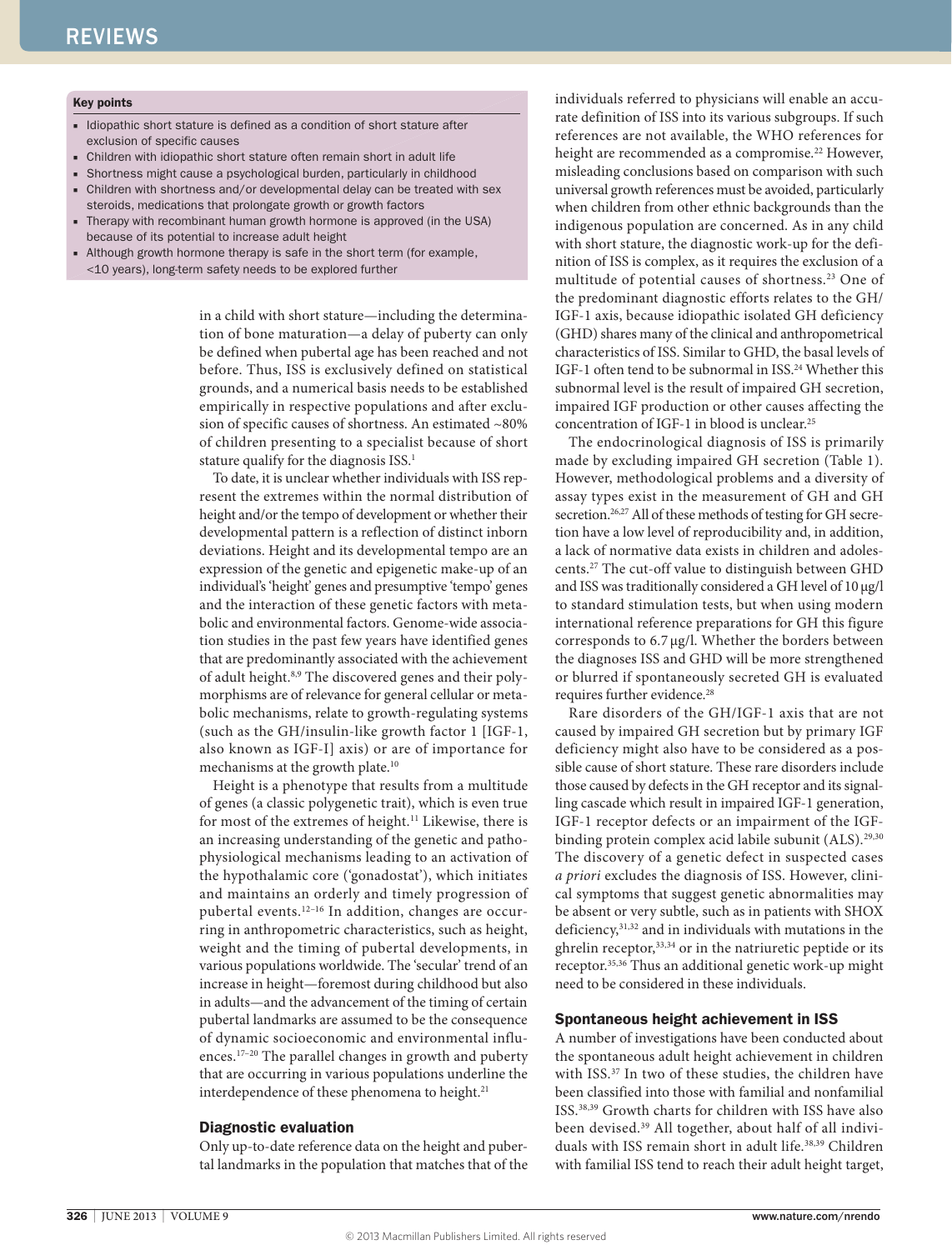**Key points**

- Idiopathic short stature is defined as a condition of short stature after exclusion of specific causes
- Children with idiopathic short stature often remain short in adult life
- Shortness might cause a psychological burden, particularly in childhood
- Children with shortness and/or developmental delay can be treated with sex steroids, medications that prolongate growth or growth factors
- Therapy with recombinant human growth hormone is approved (in the USA) because of its potential to increase adult height
- Although growth hormone therapy is safe in the short term (for example, <10 years), long-term safety needs to be explored further

in a child with short stature—including the determination of bone maturation—a delay of puberty can only be defined when pubertal age has been reached and not before. Thus, ISS is exclusively defined on statistical grounds, and a numerical basis needs to be established empirically in respective populations and after exclusion of specific causes of shortness. An estimated ~80% of children presenting to a specialist because of short stature qualify for the diagnosis ISS.[1]

To date, it is unclear whether individuals with ISS represent the extremes within the normal distribution of height and/or the tempo of development or whether their developmental pattern is a reflection of distinct inborn deviations. Height and its developmental tempo are an expression of the genetic and epigenetic make-up of an individual's 'height' genes and presumptive 'tempo' genes and the interaction of these genetic factors with metabolic and environmental factors. Genome-wide association studies in the past few years have identified genes that are predominantly associated with the achievement of adult height.[8,9] The discovered genes and their polymorphisms are of relevance for general cellular or metabolic mechanisms, relate to growth-regulating systems (such as the GH/insulin-like growth factor 1 [IGF-1, also known as IGF-I] axis) or are of importance for mechanisms at the growth plate.[10]

Height is a phenotype that results from a multitude of genes (a classic polygenetic trait), which is even true for most of the extremes of height.[11] Likewise, there is an increasing understanding of the genetic and pathophysiological mechanisms leading to an activation of the hypothalamic core ('gonadostat'), which initiates and maintains an orderly and timely progression of pubertal events.[12–16] In addition, changes are occurring in anthropometric characteristics, such as height, weight and the timing of pubertal developments, in various populations worldwide. The 'secular' trend of an increase in height—foremost during childhood but also in adults—and the advancement of the timing of certain pubertal landmarks are assumed to be the consequence of dynamic socioeconomic and environmental influences.[17–20] The parallel changes in growth and puberty that are occurring in various populations underline the interdependence of these phenomena to height.[21]

## Diagnostic evaluation

Only up-to-date reference data on the height and pubertal landmarks in the population that matches that of the individuals referred to physicians will enable an accurate definition of ISS into its various subgroups. If such references are not available, the WHO references for height are recommended as a compromise.[22] However, misleading conclusions based on comparison with such universal growth references must be avoided, particularly when children from other ethnic backgrounds than the indigenous population are concerned. As in any child with short stature, the diagnostic work-up for the definition of ISS is complex, as it requires the exclusion of a multitude of potential causes of shortness.[23] One of the predominant diagnostic efforts relates to the GH/IGF-1 axis, because idiopathic isolated GH deficiency (GHD) shares many of the clinical and anthropometrical characteristics of ISS. Similar to GHD, the basal levels of IGF-1 often tend to be subnormal in ISS.[24] Whether this subnormal level is the result of impaired GH secretion, impaired IGF production or other causes affecting the concentration of IGF-1 in blood is unclear.[25]

The endocrinological diagnosis of ISS is primarily made by excluding impaired GH secretion (Table 1). However, methodological problems and a diversity of assay types exist in the measurement of GH and GH secretion.[26,27] All of these methods of testing for GH secretion have a low level of reproducibility and, in addition, a lack of normative data exists in children and adolescents.[27] The cut-off value to distinguish between GHD and ISS was traditionally considered a GH level of 10 μg/l to standard stimulation tests, but when using modern international reference preparations for GH this figure corresponds to 6.7 μg/l. Whether the borders between the diagnoses ISS and GHD will be more strengthened or blurred if spontaneously secreted GH is evaluated requires further evidence.[28]

Rare disorders of the GH/IGF-1 axis that are not caused by impaired GH secretion but by primary IGF deficiency might also have to be considered as a possible cause of short stature. These rare disorders include those caused by defects in the GH receptor and its signalling cascade which result in impaired IGF-1 generation, IGF-1 receptor defects or an impairment of the IGF-binding protein complex acid labile subunit (ALS).[29,30] The discovery of a genetic defect in suspected cases *a priori* excludes the diagnosis of ISS. However, clinical symptoms that suggest genetic abnormalities may be absent or very subtle, such as in patients with SHOX deficiency,[31,32] and in individuals with mutations in the ghrelin receptor,[33,34] or in the natriuretic peptide or its receptor.[35,36] Thus an additional genetic work-up might need to be considered in these individuals.

## Spontaneous height achievement in ISS

A number of investigations have been conducted about the spontaneous adult height achievement in children with ISS.[37] In two of these studies, the children have been classified into those with familial and nonfamilial ISS.[38,39] Growth charts for children with ISS have also been devised.[39] All together, about half of all individuals with ISS remain short in adult life.[38,39] Children with familial ISS tend to reach their adult height target,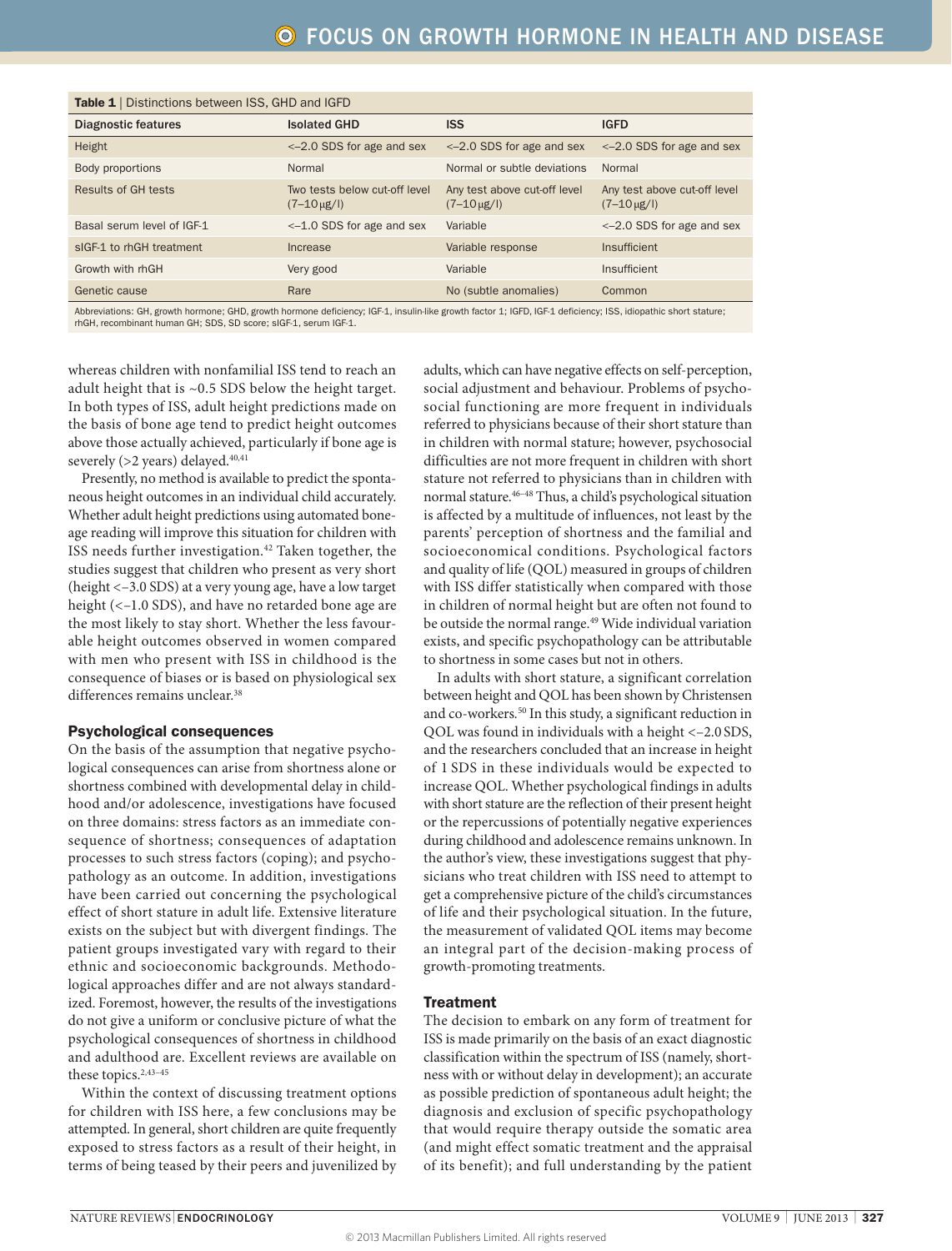**Table 1** | Distinctions between ISS, GHD and IGFD

| Diagnostic features | Isolated GHD | ISS | IGFD |
|---|---|---|---|
| Height | <–2.0 SDS for age and sex | <–2.0 SDS for age and sex | <–2.0 SDS for age and sex |
| Body proportions | Normal | Normal or subtle deviations | Normal |
| Results of GH tests | Two tests below cut-off level (7–10 μg/l) | Any test above cut-off level (7–10 μg/l) | Any test above cut-off level (7–10 μg/l) |
| Basal serum level of IGF-1 | <–1.0 SDS for age and sex | Variable | <–2.0 SDS for age and sex |
| sIGF-1 to rhGH treatment | Increase | Variable response | Insufficient |
| Growth with rhGH | Very good | Variable | Insufficient |
| Genetic cause | Rare | No (subtle anomalies) | Common |

Abbreviations: GH, growth hormone; GHD, growth hormone deficiency; IGF-1, insulin-like growth factor 1; IGFD, IGF-1 deficiency; ISS, idiopathic short stature; rhGH, recombinant human GH; SDS, SD score; sIGF-1, serum IGF-1.

whereas children with nonfamilial ISS tend to reach an adult height that is ~0.5 SDS below the height target. In both types of ISS, adult height predictions made on the basis of bone age tend to predict height outcomes above those actually achieved, particularly if bone age is severely (>2 years) delayed.[40,41]

Presently, no method is available to predict the spontaneous height outcomes in an individual child accurately. Whether adult height predictions using automated bone-age reading will improve this situation for children with ISS needs further investigation.[42] Taken together, the studies suggest that children who present as very short (height <–3.0 SDS) at a very young age, have a low target height (<–1.0 SDS), and have no retarded bone age are the most likely to stay short. Whether the less favourable height outcomes observed in women compared with men who present with ISS in childhood is the consequence of biases or is based on physiological sex differences remains unclear.[38]

### Psychological consequences

On the basis of the assumption that negative psychological consequences can arise from shortness alone or shortness combined with developmental delay in childhood and/or adolescence, investigations have focused on three domains: stress factors as an immediate consequence of shortness; consequences of adaptation processes to such stress factors (coping); and psychopathology as an outcome. In addition, investigations have been carried out concerning the psychological effect of short stature in adult life. Extensive literature exists on the subject but with divergent findings. The patient groups investigated vary with regard to their ethnic and socioeconomic backgrounds. Methodological approaches differ and are not always standardized. Foremost, however, the results of the investigations do not give a uniform or conclusive picture of what the psychological consequences of shortness in childhood and adulthood are. Excellent reviews are available on these topics.[2,43–45]

Within the context of discussing treatment options for children with ISS here, a few conclusions may be attempted. In general, short children are quite frequently exposed to stress factors as a result of their height, in terms of being teased by their peers and juvenilized by adults, which can have negative effects on self-perception, social adjustment and behaviour. Problems of psychosocial functioning are more frequent in individuals referred to physicians because of their short stature than in children with normal stature; however, psychosocial difficulties are not more frequent in children with short stature not referred to physicians than in children with normal stature.[46–48] Thus, a child's psychological situation is affected by a multitude of influences, not least by the parents' perception of shortness and the familial and socioeconomical conditions. Psychological factors and quality of life (QOL) measured in groups of children with ISS differ statistically when compared with those in children of normal height but are often not found to be outside the normal range.[49] Wide individual variation exists, and specific psychopathology can be attributable to shortness in some cases but not in others.

In adults with short stature, a significant correlation between height and QOL has been shown by Christensen and co-workers.[50] In this study, a significant reduction in QOL was found in individuals with a height <–2.0 SDS, and the researchers concluded that an increase in height of 1 SDS in these individuals would be expected to increase QOL. Whether psychological findings in adults with short stature are the reflection of their present height or the repercussions of potentially negative experiences during childhood and adolescence remains unknown. In the author's view, these investigations suggest that physicians who treat children with ISS need to attempt to get a comprehensive picture of the child's circumstances of life and their psychological situation. In the future, the measurement of validated QOL items may become an integral part of the decision-making process of growth-promoting treatments.

### Treatment

The decision to embark on any form of treatment for ISS is made primarily on the basis of an exact diagnostic classification within the spectrum of ISS (namely, shortness with or without delay in development); an accurate as possible prediction of spontaneous adult height; the diagnosis and exclusion of specific psychopathology that would require therapy outside the somatic area (and might effect somatic treatment and the appraisal of its benefit); and full understanding by the patient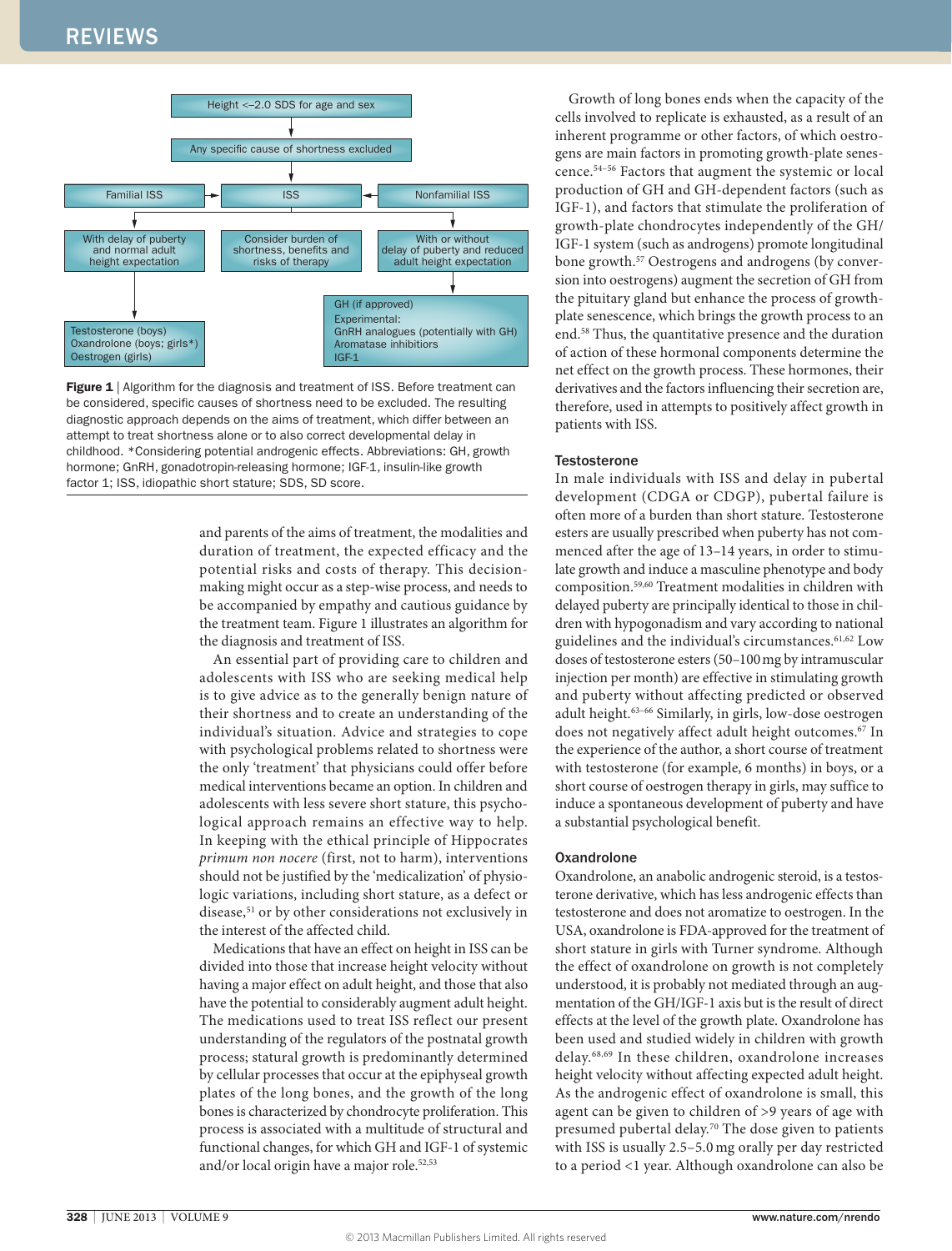Height <–2.0 SDS for age and sex

Any specific cause of shortness excluded

Familial ISS → ISS ← Nonfamilial ISS

With delay of puberty and normal adult height expectation

Consider burden of shortness, benefits and risks of therapy

With or without delay of puberty and reduced adult height expectation

Testosterone (boys)
Oxandrolone (boys; girls*)
Oestrogen (girls)

GH (if approved)
Experimental:
GnRH analogues (potentially with GH)
Aromatase inhibitiors
IGF-1

**Figure 1** | Algorithm for the diagnosis and treatment of ISS. Before treatment can be considered, specific causes of shortness need to be excluded. The resulting diagnostic approach depends on the aims of treatment, which differ between an attempt to treat shortness alone or to also correct developmental delay in childhood. *Considering potential androgenic effects. Abbreviations: GH, growth hormone; GnRH, gonadotropin-releasing hormone; IGF-1, insulin-like growth factor 1; ISS, idiopathic short stature; SDS, SD score.

and parents of the aims of treatment, the modalities and duration of treatment, the expected efficacy and the potential risks and costs of therapy. This decision-making might occur as a step-wise process, and needs to be accompanied by empathy and cautious guidance by the treatment team. Figure 1 illustrates an algorithm for the diagnosis and treatment of ISS.

An essential part of providing care to children and adolescents with ISS who are seeking medical help is to give advice as to the generally benign nature of their shortness and to create an understanding of the individual's situation. Advice and strategies to cope with psychological problems related to shortness were the only 'treatment' that physicians could offer before medical interventions became an option. In children and adolescents with less severe short stature, this psychological approach remains an effective way to help. In keeping with the ethical principle of Hippocrates *primum non nocere* (first, not to harm), interventions should not be justified by the 'medicalization' of physiologic variations, including short stature, as a defect or disease,[51] or by other considerations not exclusively in the interest of the affected child.

Medications that have an effect on height in ISS can be divided into those that increase height velocity without having a major effect on adult height, and those that also have the potential to considerably augment adult height. The medications used to treat ISS reflect our present understanding of the regulators of the postnatal growth process; statural growth is predominantly determined by cellular processes that occur at the epiphyseal growth plates of the long bones, and the growth of the long bones is characterized by chondrocyte proliferation. This process is associated with a multitude of structural and functional changes, for which GH and IGF-1 of systemic and/or local origin have a major role.[52,53]

Growth of long bones ends when the capacity of the cells involved to replicate is exhausted, as a result of an inherent programme or other factors, of which oestrogens are main factors in promoting growth-plate senescence.[54–56] Factors that augment the systemic or local production of GH and GH-dependent factors (such as IGF-1), and factors that stimulate the proliferation of growth-plate chondrocytes independently of the GH/IGF-1 system (such as androgens) promote longitudinal bone growth.[57] Oestrogens and androgens (by conversion into oestrogens) augment the secretion of GH from the pituitary gland but enhance the process of growth-plate senescence, which brings the growth process to an end.[58] Thus, the quantitative presence and the duration of action of these hormonal components determine the net effect on the growth process. These hormones, their derivatives and the factors influencing their secretion are, therefore, used in attempts to positively affect growth in patients with ISS.

### Testosterone

In male individuals with ISS and delay in pubertal development (CDGA or CDGP), pubertal failure is often more of a burden than short stature. Testosterone esters are usually prescribed when puberty has not commenced after the age of 13–14 years, in order to stimulate growth and induce a masculine phenotype and body composition.[59,60] Treatment modalities in children with delayed puberty are principally identical to those in children with hypogonadism and vary according to national guidelines and the individual's circumstances.[61,62] Low doses of testosterone esters (50–100 mg by intramuscular injection per month) are effective in stimulating growth and puberty without affecting predicted or observed adult height.[63–66] Similarly, in girls, low-dose oestrogen does not negatively affect adult height outcomes.[67] In the experience of the author, a short course of treatment with testosterone (for example, 6 months) in boys, or a short course of oestrogen therapy in girls, may suffice to induce a spontaneous development of puberty and have a substantial psychological benefit.

### Oxandrolone

Oxandrolone, an anabolic androgenic steroid, is a testosterone derivative, which has less androgenic effects than testosterone and does not aromatize to oestrogen. In the USA, oxandrolone is FDA-approved for the treatment of short stature in girls with Turner syndrome. Although the effect of oxandrolone on growth is not completely understood, it is probably not mediated through an augmentation of the GH/IGF-1 axis but is the result of direct effects at the level of the growth plate. Oxandrolone has been used and studied widely in children with growth delay.[68,69] In these children, oxandrolone increases height velocity without affecting expected adult height. As the androgenic effect of oxandrolone is small, this agent can be given to children of >9 years of age with presumed pubertal delay.[70] The dose given to patients with ISS is usually 2.5–5.0 mg orally per day restricted to a period <1 year. Although oxandrolone can also be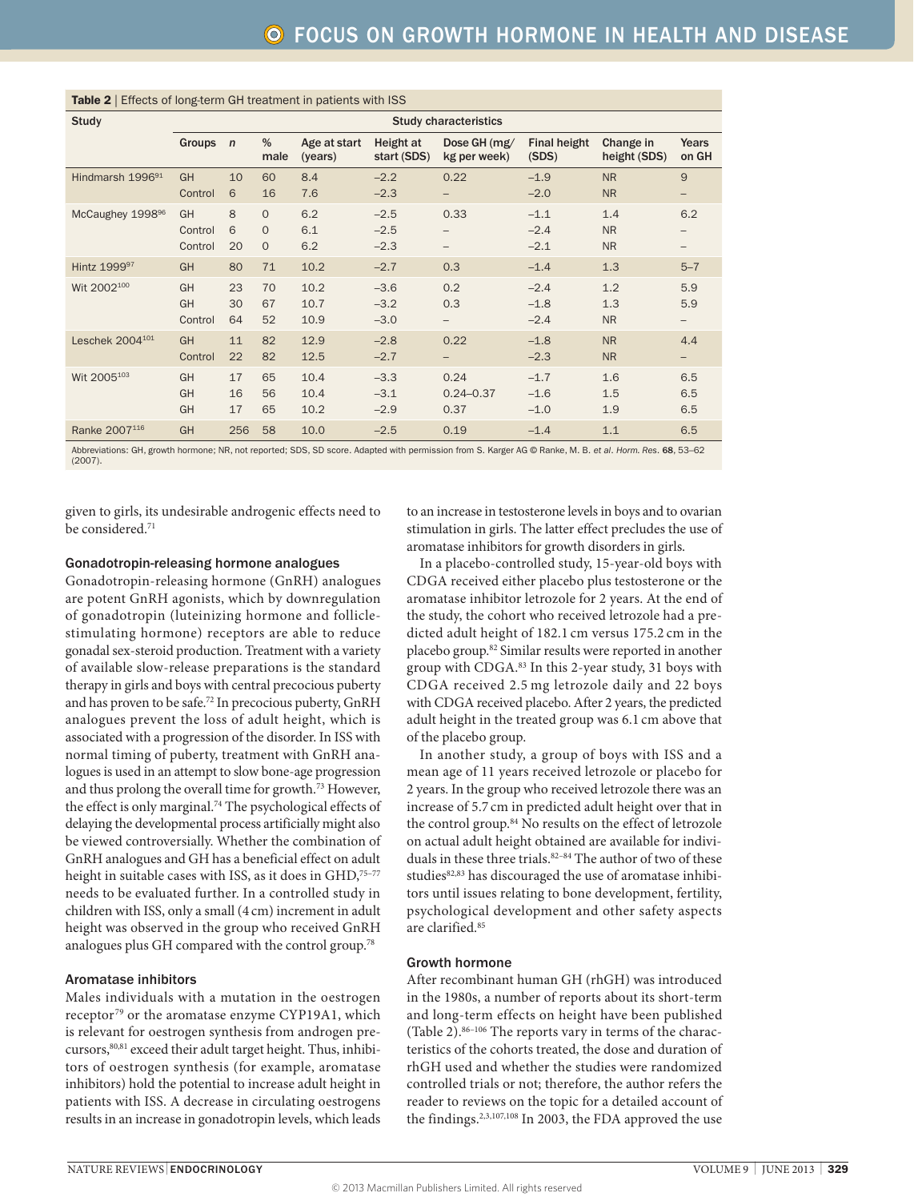**Table 2** | Effects of long-term GH treatment in patients with ISS

| Study | Study characteristics | | | | | | | | |
|---|---|---|---|---|---|---|---|---|---|
| | Groups | *n* | % male | Age at start (years) | Height at start (SDS) | Dose GH (mg/kg per week) | Final height (SDS) | Change in height (SDS) | Years on GH |
| Hindmarsh 1996[91] | GH | 10 | 60 | 8.4 | –2.2 | 0.22 | –1.9 | NR | 9 |
| | Control | 6 | 16 | 7.6 | –2.3 | – | –2.0 | NR | – |
| McCaughey 1998[96] | GH | 8 | 0 | 6.2 | –2.5 | 0.33 | –1.1 | 1.4 | 6.2 |
| | Control | 6 | 0 | 6.1 | –2.5 | – | –2.4 | NR | – |
| | Control | 20 | 0 | 6.2 | –2.3 | – | –2.1 | NR | – |
| Hintz 1999[97] | GH | 80 | 71 | 10.2 | –2.7 | 0.3 | –1.4 | 1.3 | 5–7 |
| Wit 2002[100] | GH | 23 | 70 | 10.2 | –3.6 | 0.2 | –2.4 | 1.2 | 5.9 |
| | GH | 30 | 67 | 10.7 | –3.2 | 0.3 | –1.8 | 1.3 | 5.9 |
| | Control | 64 | 52 | 10.9 | –3.0 | – | –2.4 | NR | – |
| Leschek 2004[101] | GH | 11 | 82 | 12.9 | –2.8 | 0.22 | –1.8 | NR | 4.4 |
| | Control | 22 | 82 | 12.5 | –2.7 | – | –2.3 | NR | – |
| Wit 2005[103] | GH | 17 | 65 | 10.4 | –3.3 | 0.24 | –1.7 | 1.6 | 6.5 |
| | GH | 16 | 56 | 10.4 | –3.1 | 0.24–0.37 | –1.6 | 1.5 | 6.5 |
| | GH | 17 | 65 | 10.2 | –2.9 | 0.37 | –1.0 | 1.9 | 6.5 |
| Ranke 2007[116] | GH | 256 | 58 | 10.0 | –2.5 | 0.19 | –1.4 | 1.1 | 6.5 |

Abbreviations: GH, growth hormone; NR, not reported; SDS, SD score. Adapted with permission from S. Karger AG © Ranke, M. B. *et al*. *Horm. Res.* **68**, 53–62 (2007).

given to girls, its undesirable androgenic effects need to be considered.[71]

### Gonadotropin-releasing hormone analogues

Gonadotropin-releasing hormone (GnRH) analogues are potent GnRH agonists, which by downregulation of gonadotropin (luteinizing hormone and follicle-stimulating hormone) receptors are able to reduce gonadal sex-steroid production. Treatment with a variety of available slow-release preparations is the standard therapy in girls and boys with central precocious puberty and has proven to be safe.[72] In precocious puberty, GnRH analogues prevent the loss of adult height, which is associated with a progression of the disorder. In ISS with normal timing of puberty, treatment with GnRH analogues is used in an attempt to slow bone-age progression and thus prolong the overall time for growth.[73] However, the effect is only marginal.[74] The psychological effects of delaying the developmental process artificially might also be viewed controversially. Whether the combination of GnRH analogues and GH has a beneficial effect on adult height in suitable cases with ISS, as it does in GHD,[75–77] needs to be evaluated further. In a controlled study in children with ISS, only a small (4 cm) increment in adult height was observed in the group who received GnRH analogues plus GH compared with the control group.[78]

### Aromatase inhibitors

Males individuals with a mutation in the oestrogen receptor[79] or the aromatase enzyme CYP19A1, which is relevant for oestrogen synthesis from androgen precursors,[80,81] exceed their adult target height. Thus, inhibitors of oestrogen synthesis (for example, aromatase inhibitors) hold the potential to increase adult height in patients with ISS. A decrease in circulating oestrogens results in an increase in gonadotropin levels, which leads to an increase in testosterone levels in boys and to ovarian stimulation in girls. The latter effect precludes the use of aromatase inhibitors for growth disorders in girls.

In a placebo-controlled study, 15-year-old boys with CDGA received either placebo plus testosterone or the aromatase inhibitor letrozole for 2 years. At the end of the study, the cohort who received letrozole had a predicted adult height of 182.1 cm versus 175.2 cm in the placebo group.[82] Similar results were reported in another group with CDGA.[83] In this 2-year study, 31 boys with CDGA received 2.5 mg letrozole daily and 22 boys with CDGA received placebo. After 2 years, the predicted adult height in the treated group was 6.1 cm above that of the placebo group.

In another study, a group of boys with ISS and a mean age of 11 years received letrozole or placebo for 2 years. In the group who received letrozole there was an increase of 5.7 cm in predicted adult height over that in the control group.[84] No results on the effect of letrozole on actual adult height obtained are available for individuals in these three trials.[82–84] The author of two of these studies[82,83] has discouraged the use of aromatase inhibitors until issues relating to bone development, fertility, psychological development and other safety aspects are clarified.[85]

### Growth hormone

After recombinant human GH (rhGH) was introduced in the 1980s, a number of reports about its short-term and long-term effects on height have been published (Table 2).[86–106] The reports vary in terms of the characteristics of the cohorts treated, the dose and duration of rhGH used and whether the studies were randomized controlled trials or not; therefore, the author refers the reader to reviews on the topic for a detailed account of the findings.[2,3,107,108] In 2003, the FDA approved the use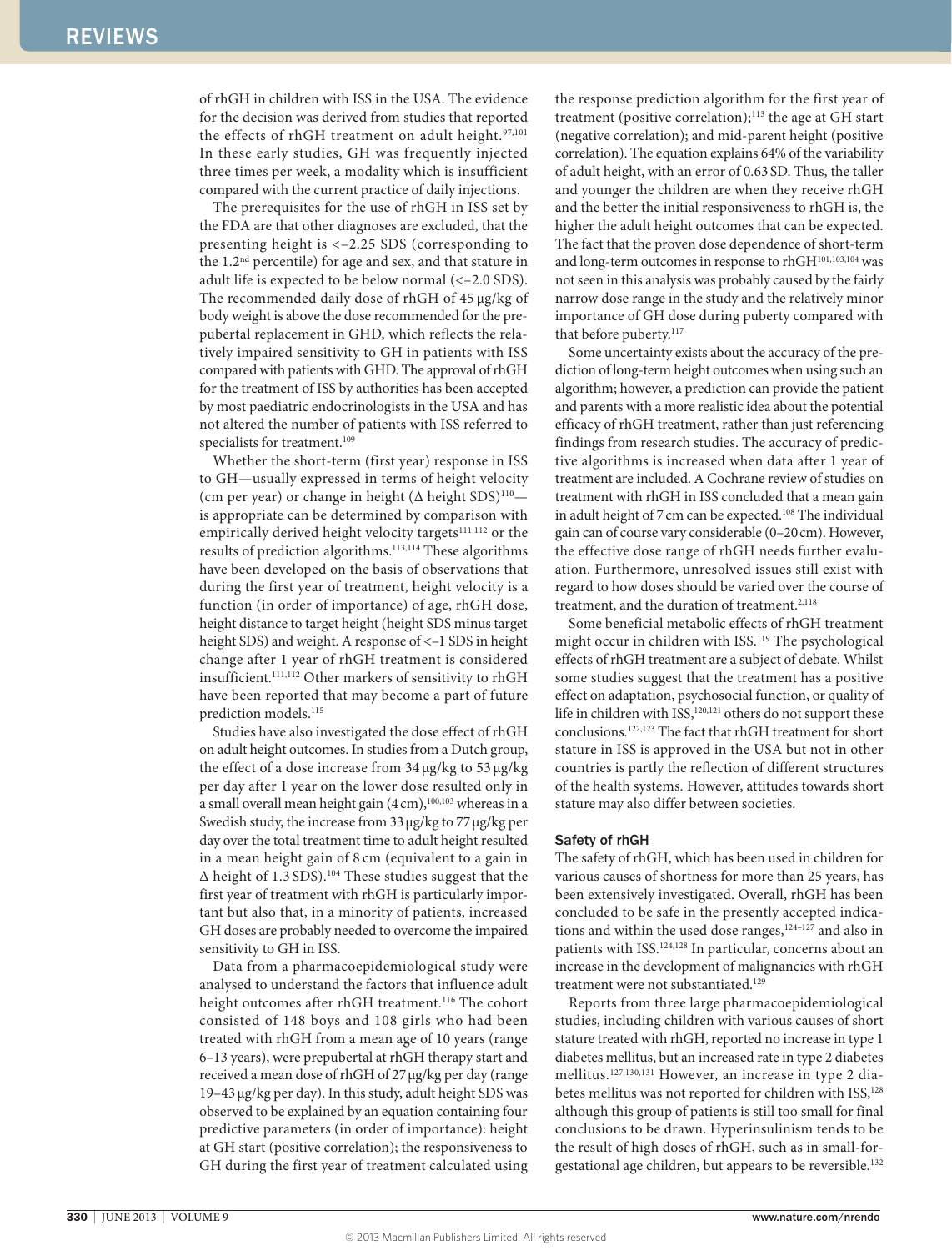of rhGH in children with ISS in the USA. The evidence for the decision was derived from studies that reported the effects of rhGH treatment on adult height.[97,101] In these early studies, GH was frequently injected three times per week, a modality which is insufficient compared with the current practice of daily injections.

The prerequisites for the use of rhGH in ISS set by the FDA are that other diagnoses are excluded, that the presenting height is <–2.25 SDS (corresponding to the 1.2nd percentile) for age and sex, and that stature in adult life is expected to be below normal (<–2.0 SDS). The recommended daily dose of rhGH of 45 µg/kg of body weight is above the dose recommended for the prepubertal replacement in GHD, which reflects the relatively impaired sensitivity to GH in patients with ISS compared with patients with GHD. The approval of rhGH for the treatment of ISS by authorities has been accepted by most paediatric endocrinologists in the USA and has not altered the number of patients with ISS referred to specialists for treatment.[109]

Whether the short-term (first year) response in ISS to GH—usually expressed in terms of height velocity (cm per year) or change in height (Δ height SDS)[110]—is appropriate can be determined by comparison with empirically derived height velocity targets[111,112] or the results of prediction algorithms.[113,114] These algorithms have been developed on the basis of observations that during the first year of treatment, height velocity is a function (in order of importance) of age, rhGH dose, height distance to target height (height SDS minus target height SDS) and weight. A response of <–1 SDS in height change after 1 year of rhGH treatment is considered insufficient.[111,112] Other markers of sensitivity to rhGH have been reported that may become a part of future prediction models.[115]

Studies have also investigated the dose effect of rhGH on adult height outcomes. In studies from a Dutch group, the effect of a dose increase from 34 µg/kg to 53 µg/kg per day after 1 year on the lower dose resulted only in a small overall mean height gain (4 cm),[100,103] whereas in a Swedish study, the increase from 33 µg/kg to 77 µg/kg per day over the total treatment time to adult height resulted in a mean height gain of 8 cm (equivalent to a gain in Δ height of 1.3 SDS).[104] These studies suggest that the first year of treatment with rhGH is particularly important but also that, in a minority of patients, increased GH doses are probably needed to overcome the impaired sensitivity to GH in ISS.

Data from a pharmacoepidemiological study were analysed to understand the factors that influence adult height outcomes after rhGH treatment.[116] The cohort consisted of 148 boys and 108 girls who had been treated with rhGH from a mean age of 10 years (range 6–13 years), were prepubertal at rhGH therapy start and received a mean dose of rhGH of 27 µg/kg per day (range 19–43 µg/kg per day). In this study, adult height SDS was observed to be explained by an equation containing four predictive parameters (in order of importance): height at GH start (positive correlation); the responsiveness to GH during the first year of treatment calculated using the response prediction algorithm for the first year of treatment (positive correlation);[113] the age at GH start (negative correlation); and mid-parent height (positive correlation). The equation explains 64% of the variability of adult height, with an error of 0.63 SD. Thus, the taller and younger the children are when they receive rhGH and the better the initial responsiveness to rhGH is, the higher the adult height outcomes that can be expected. The fact that the proven dose dependence of short-term and long-term outcomes in response to rhGH[101,103,104] was not seen in this analysis was probably caused by the fairly narrow dose range in the study and the relatively minor importance of GH dose during puberty compared with that before puberty.[117]

Some uncertainty exists about the accuracy of the prediction of long-term height outcomes when using such an algorithm; however, a prediction can provide the patient and parents with a more realistic idea about the potential efficacy of rhGH treatment, rather than just referencing findings from research studies. The accuracy of predictive algorithms is increased when data after 1 year of treatment are included. A Cochrane review of studies on treatment with rhGH in ISS concluded that a mean gain in adult height of 7 cm can be expected.[108] The individual gain can of course vary considerable (0–20 cm). However, the effective dose range of rhGH needs further evaluation. Furthermore, unresolved issues still exist with regard to how doses should be varied over the course of treatment, and the duration of treatment.[2,118]

Some beneficial metabolic effects of rhGH treatment might occur in children with ISS.[119] The psychological effects of rhGH treatment are a subject of debate. Whilst some studies suggest that the treatment has a positive effect on adaptation, psychosocial function, or quality of life in children with ISS,[120,121] others do not support these conclusions.[122,123] The fact that rhGH treatment for short stature in ISS is approved in the USA but not in other countries is partly the reflection of different structures of the health systems. However, attitudes towards short stature may also differ between societies.

### Safety of rhGH

The safety of rhGH, which has been used in children for various causes of shortness for more than 25 years, has been extensively investigated. Overall, rhGH has been concluded to be safe in the presently accepted indications and within the used dose ranges,[124–127] and also in patients with ISS.[124,128] In particular, concerns about an increase in the development of malignancies with rhGH treatment were not substantiated.[129]

Reports from three large pharmacoepidemiological studies, including children with various causes of short stature treated with rhGH, reported no increase in type 1 diabetes mellitus, but an increased rate in type 2 diabetes mellitus.[127,130,131] However, an increase in type 2 diabetes mellitus was not reported for children with ISS,[128] although this group of patients is still too small for final conclusions to be drawn. Hyperinsulinism tends to be the result of high doses of rhGH, such as in small-for-gestational age children, but appears to be reversible.[132]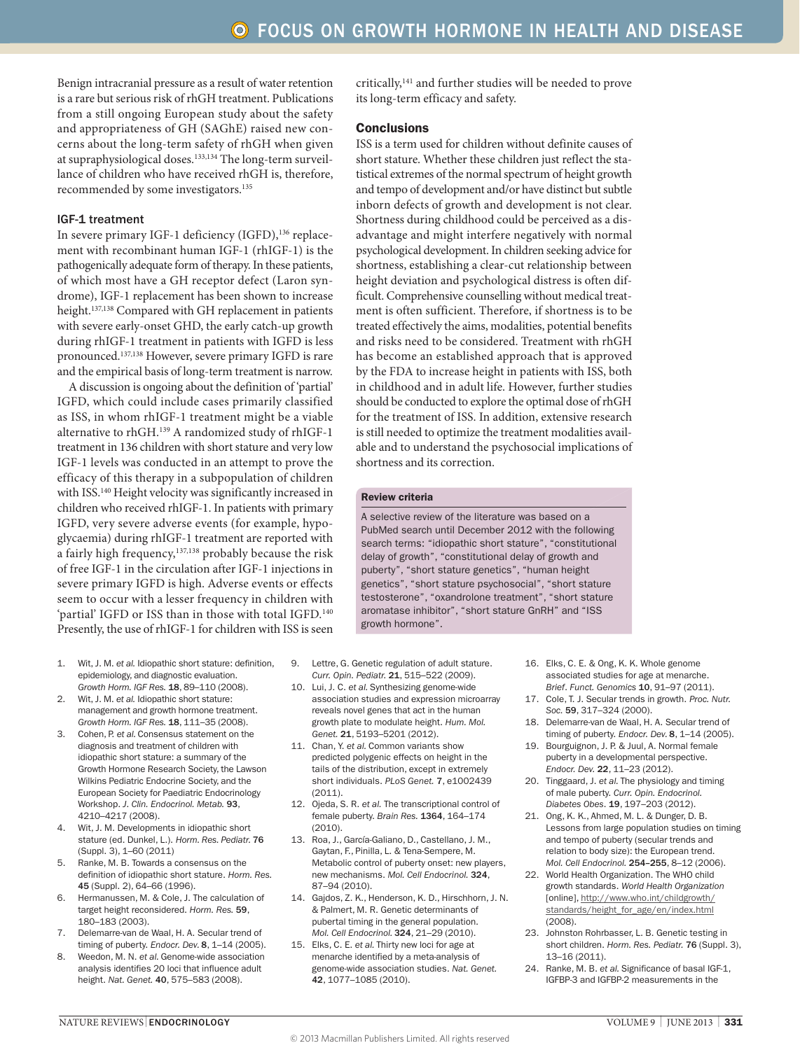Benign intracranial pressure as a result of water retention is a rare but serious risk of rhGH treatment. Publications from a still ongoing European study about the safety and appropriateness of GH (SAGhE) raised new concerns about the long-term safety of rhGH when given at supraphysiological doses.[133,134] The long-term surveillance of children who have received rhGH is, therefore, recommended by some investigators.[135]

### IGF-1 treatment

In severe primary IGF-1 deficiency (IGFD),[136] replacement with recombinant human IGF-1 (rhIGF-1) is the pathogenically adequate form of therapy. In these patients, of which most have a GH receptor defect (Laron syndrome), IGF-1 replacement has been shown to increase height.[137,138] Compared with GH replacement in patients with severe early-onset GHD, the early catch-up growth during rhIGF-1 treatment in patients with IGFD is less pronounced.[137,138] However, severe primary IGFD is rare and the empirical basis of long-term treatment is narrow.

A discussion is ongoing about the definition of 'partial' IGFD, which could include cases primarily classified as ISS, in whom rhIGF-1 treatment might be a viable alternative to rhGH.[139] A randomized study of rhIGF-1 treatment in 136 children with short stature and very low IGF-1 levels was conducted in an attempt to prove the efficacy of this therapy in a subpopulation of children with ISS.[140] Height velocity was significantly increased in children who received rhIGF-1. In patients with primary IGFD, very severe adverse events (for example, hypoglycaemia) during rhIGF-1 treatment are reported with a fairly high frequency,[137,138] probably because the risk of free IGF-1 in the circulation after IGF-1 injections in severe primary IGFD is high. Adverse events or effects seem to occur with a lesser frequency in children with 'partial' IGFD or ISS than in those with total IGFD.[140] Presently, the use of rhIGF-1 for children with ISS is seen critically,[141] and further studies will be needed to prove its long-term efficacy and safety.

## Conclusions

ISS is a term used for children without definite causes of short stature. Whether these children just reflect the statistical extremes of the normal spectrum of height growth and tempo of development and/or have distinct but subtle inborn defects of growth and development is not clear. Shortness during childhood could be perceived as a disadvantage and might interfere negatively with normal psychological development. In children seeking advice for shortness, establishing a clear-cut relationship between height deviation and psychological distress is often difficult. Comprehensive counselling without medical treatment is often sufficient. Therefore, if shortness is to be treated effectively the aims, modalities, potential benefits and risks need to be considered. Treatment with rhGH has become an established approach that is approved by the FDA to increase height in patients with ISS, both in childhood and in adult life. However, further studies should be conducted to explore the optimal dose of rhGH for the treatment of ISS. In addition, extensive research is still needed to optimize the treatment modalities available and to understand the psychosocial implications of shortness and its correction.

**Review criteria**

A selective review of the literature was based on a PubMed search until December 2012 with the following search terms: "idiopathic short stature", "constitutional delay of growth", "constitutional delay of growth and puberty", "short stature genetics", "human height genetics", "short stature psychosocial", "short stature testosterone", "oxandrolone treatment", "short stature aromatase inhibitor", "short stature GnRH" and "ISS growth hormone".

1. Wit, J. M. *et al.* Idiopathic short stature: definition, epidemiology, and diagnostic evaluation. *Growth Horm. IGF Res.* **18**, 89–110 (2008).
2. Wit, J. M. *et al.* Idiopathic short stature: management and growth hormone treatment. *Growth Horm. IGF Res.* **18**, 111–35 (2008).
3. Cohen, P. *et al.* Consensus statement on the diagnosis and treatment of children with idiopathic short stature: a summary of the Growth Hormone Research Society, the Lawson Wilkins Pediatric Endocrine Society, and the European Society for Paediatric Endocrinology Workshop. *J. Clin. Endocrinol. Metab.* **93**, 4210–4217 (2008).
4. Wit, J. M. Developments in idiopathic short stature (ed. Dunkel, L.). *Horm. Res. Pediatr.* **76** (Suppl. 3), 1–60 (2011)
5. Ranke, M. B. Towards a consensus on the definition of idiopathic short stature. *Horm. Res.* **45** (Suppl. 2), 64–66 (1996).
6. Hermanussen, M. & Cole, J. The calculation of target height reconsidered. *Horm. Res.* **59**, 180–183 (2003).
7. Delemarre-van de Waal, H. A. Secular trend of timing of puberty. *Endocr. Dev.* **8**, 1–14 (2005).
8. Weedon, M. N. *et al.* Genome-wide association analysis identifies 20 loci that influence adult height. *Nat. Genet.* **40**, 575–583 (2008).
9. Lettre, G. Genetic regulation of adult stature. *Curr. Opin. Pediatr.* **21**, 515–522 (2009).
10. Lui, J. C. *et al.* Synthesizing genome-wide association studies and expression microarray reveals novel genes that act in the human growth plate to modulate height. *Hum. Mol. Genet.* **21**, 5193–5201 (2012).
11. Chan, Y. *et al.* Common variants show predicted polygenic effects on height in the tails of the distribution, except in extremely short individuals. *PLoS Genet.* **7**, e1002439 (2011).
12. Ojeda, S. R. *et al.* The transcriptional control of female puberty. *Brain Res.* **1364**, 164–174 (2010).
13. Roa, J., García-Galiano, D., Castellano, J. M., Gaytan, F., Pinilla, L. & Tena-Sempere, M. Metabolic control of puberty onset: new players, new mechanisms. *Mol. Cell Endocrinol.* **324**, 87–94 (2010).
14. Gajdos, Z. K., Henderson, K. D., Hirschhorn, J. N. & Palmert, M. R. Genetic determinants of pubertal timing in the general population. *Mol. Cell Endocrinol.* **324**, 21–29 (2010).
15. Elks, C. E. *et al.* Thirty new loci for age at menarche identified by a meta-analysis of genome-wide association studies. *Nat. Genet.* **42**, 1077–1085 (2010).
16. Elks, C. E. & Ong, K. K. Whole genome associated studies for age at menarche. *Brief. Funct. Genomics* **10**, 91–97 (2011).
17. Cole, T. J. Secular trends in growth. *Proc. Nutr. Soc.* **59**, 317–324 (2000).
18. Delemarre-van de Waal, H. A. Secular trend of timing of puberty. *Endocr. Dev.* **8**, 1–14 (2005).
19. Bourguignon, J. P. & Juul, A. Normal female puberty in a developmental perspective. *Endocr. Dev.* **22**, 11–23 (2012).
20. Tinggaard, J. *et al.* The physiology and timing of male puberty. *Curr. Opin. Endocrinol. Diabetes Obes.* **19**, 197–203 (2012).
21. Ong, K. K., Ahmed, M. L. & Dunger, D. B. Lessons from large population studies on timing and tempo of puberty (secular trends and relation to body size): the European trend. *Mol. Cell Endocrinol.* **254–255**, 8–12 (2006).
22. World Health Organization. The WHO child growth standards. *World Health Organization* [online], http://www.who.int/childgrowth/standards/height_for_age/en/index.html (2008).
23. Johnston Rohrbasser, L. B. Genetic testing in short children. *Horm. Res. Pediatr.* **76** (Suppl. 3), 13–16 (2011).
24. Ranke, M. B. *et al.* Significance of basal IGF-1, IGFBP-3 and IGFBP-2 measurements in the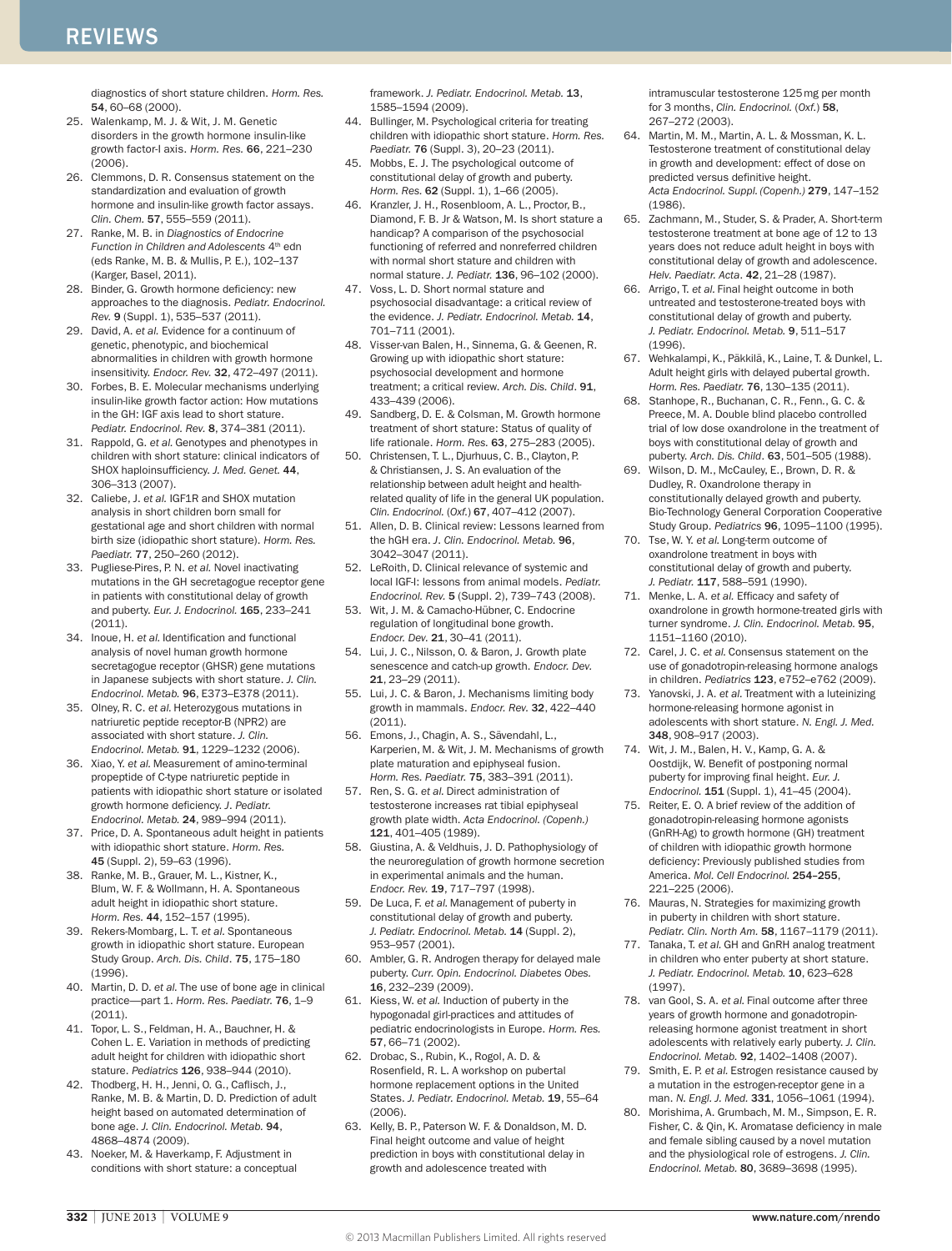diagnostics of short stature children. *Horm. Res.* **54**, 60–68 (2000).

25. Walenkamp, M. J. & Wit, J. M. Genetic disorders in the growth hormone insulin-like growth factor-I axis. *Horm. Res.* **66**, 221–230 (2006).
26. Clemmons, D. R. Consensus statement on the standardization and evaluation of growth hormone and insulin-like growth factor assays. *Clin. Chem.* **57**, 555–559 (2011).
27. Ranke, M. B. in *Diagnostics of Endocrine Function in Children and Adolescents* 4th edn (eds Ranke, M. B. & Mullis, P. E.), 102–137 (Karger, Basel, 2011).
28. Binder, G. Growth hormone deficiency: new approaches to the diagnosis. *Pediatr. Endocrinol. Rev.* **9** (Suppl. 1), 535–537 (2011).
29. David, A. *et al.* Evidence for a continuum of genetic, phenotypic, and biochemical abnormalities in children with growth hormone insensitivity. *Endocr. Rev.* **32**, 472–497 (2011).
30. Forbes, B. E. Molecular mechanisms underlying insulin-like growth factor action: How mutations in the GH: IGF axis lead to short stature. *Pediatr. Endocrinol. Rev.* **8**, 374–381 (2011).
31. Rappold, G. *et al.* Genotypes and phenotypes in children with short stature: clinical indicators of SHOX haploinsufficiency. *J. Med. Genet.* **44**, 306–313 (2007).
32. Caliebe, J. *et al.* IGF1R and SHOX mutation analysis in short children born small for gestational age and short children with normal birth size (idiopathic short stature). *Horm. Res. Paediatr.* **77**, 250–260 (2012).
33. Pugliese-Pires, P. N. *et al.* Novel inactivating mutations in the GH secretagogue receptor gene in patients with constitutional delay of growth and puberty. *Eur. J. Endocrinol.* **165**, 233–241 (2011).
34. Inoue, H. *et al.* Identification and functional analysis of novel human growth hormone secretagogue receptor (GHSR) gene mutations in Japanese subjects with short stature. *J. Clin. Endocrinol. Metab.* **96**, E373–E378 (2011).
35. Olney, R. C. *et al.* Heterozygous mutations in natriuretic peptide receptor-B (NPR2) are associated with short stature. *J. Clin. Endocrinol. Metab.* **91**, 1229–1232 (2006).
36. Xiao, Y. *et al.* Measurement of amino-terminal propeptide of C-type natriuretic peptide in patients with idiopathic short stature or isolated growth hormone deficiency. *J. Pediatr. Endocrinol. Metab.* **24**, 989–994 (2011).
37. Price, D. A. Spontaneous adult height in patients with idiopathic short stature. *Horm. Res.* **45** (Suppl. 2), 59–63 (1996).
38. Ranke, M. B., Grauer, M. L., Kistner, K., Blum, W. F. & Wollmann, H. A. Spontaneous adult height in idiopathic short stature. *Horm. Res.* **44**, 152–157 (1995).
39. Rekers-Mombarg, L. T. *et al.* Spontaneous growth in idiopathic short stature. European Study Group. *Arch. Dis. Child*. **75**, 175–180 (1996).
40. Martin, D. D. *et al.* The use of bone age in clinical practice—part 1. *Horm. Res. Paediatr.* **76**, 1–9 (2011).
41. Topor, L. S., Feldman, H. A., Bauchner, H. & Cohen L. E. Variation in methods of predicting adult height for children with idiopathic short stature. *Pediatrics* **126**, 938–944 (2010).
42. Thodberg, H. H., Jenni, O. G., Caflisch, J., Ranke, M. B. & Martin, D. D. Prediction of adult height based on automated determination of bone age. *J. Clin. Endocrinol. Metab.* **94**, 4868–4874 (2009).
43. Noeker, M. & Haverkamp, F. Adjustment in conditions with short stature: a conceptual framework. *J. Pediatr. Endocrinol. Metab.* **13**, 1585–1594 (2009).
44. Bullinger, M. Psychological criteria for treating children with idiopathic short stature. *Horm. Res. Paediatr.* **76** (Suppl. 3), 20–23 (2011).
45. Mobbs, E. J. The psychological outcome of constitutional delay of growth and puberty. *Horm. Res.* **62** (Suppl. 1), 1–66 (2005).
46. Kranzler, J. H., Rosenbloom, A. L., Proctor, B., Diamond, F. B. Jr & Watson, M. Is short stature a handicap? A comparison of the psychosocial functioning of referred and nonreferred children with normal short stature and children with normal stature. *J. Pediatr.* **136**, 96–102 (2000).
47. Voss, L. D. Short normal stature and psychosocial disadvantage: a critical review of the evidence. *J. Pediatr. Endocrinol. Metab.* **14**, 701–711 (2001).
48. Visser-van Balen, H., Sinnema, G. & Geenen, R. Growing up with idiopathic short stature: psychosocial development and hormone treatment; a critical review. *Arch. Dis. Child*. **91**, 433–439 (2006).
49. Sandberg, D. E. & Colsman, M. Growth hormone treatment of short stature: Status of quality of life rationale. *Horm. Res.* **63**, 275–283 (2005).
50. Christensen, T. L., Djurhuus, C. B., Clayton, P. & Christiansen, J. S. An evaluation of the relationship between adult height and health-related quality of life in the general UK population. *Clin. Endocrinol.* (*Oxf.*) **67**, 407–412 (2007).
51. Allen, D. B. Clinical review: Lessons learned from the hGH era. *J. Clin. Endocrinol. Metab.* **96**, 3042–3047 (2011).
52. LeRoith, D. Clinical relevance of systemic and local IGF-I: lessons from animal models. *Pediatr. Endocrinol. Rev.* **5** (Suppl. 2), 739–743 (2008).
53. Wit, J. M. & Camacho-Hübner, C. Endocrine regulation of longitudinal bone growth. *Endocr. Dev.* **21**, 30–41 (2011).
54. Lui, J. C., Nilsson, O. & Baron, J. Growth plate senescence and catch-up growth. *Endocr. Dev.* **21**, 23–29 (2011).
55. Lui, J. C. & Baron, J. Mechanisms limiting body growth in mammals. *Endocr. Rev.* **32**, 422–440 (2011).
56. Emons, J., Chagin, A. S., Sävendahl, L., Karperien, M. & Wit, J. M. Mechanisms of growth plate maturation and epiphyseal fusion. *Horm. Res. Paediatr.* **75**, 383–391 (2011).
57. Ren, S. G. *et al.* Direct administration of testosterone increases rat tibial epiphyseal growth plate width. *Acta Endocrinol. (Copenh.)* **121**, 401–405 (1989).
58. Giustina, A. & Veldhuis, J. D. Pathophysiology of the neuroregulation of growth hormone secretion in experimental animals and the human. *Endocr. Rev.* **19**, 717–797 (1998).
59. De Luca, F. *et al.* Management of puberty in constitutional delay of growth and puberty. *J. Pediatr. Endocrinol. Metab.* **14** (Suppl. 2), 953–957 (2001).
60. Ambler, G. R. Androgen therapy for delayed male puberty. *Curr. Opin. Endocrinol. Diabetes Obes.* **16**, 232–239 (2009).
61. Kiess, W. *et al.* Induction of puberty in the hypogonadal girl-practices and attitudes of pediatric endocrinologists in Europe. *Horm. Res.* **57**, 66–71 (2002).
62. Drobac, S., Rubin, K., Rogol, A. D. & Rosenfield, R. L. A workshop on pubertal hormone replacement options in the United States. *J. Pediatr. Endocrinol. Metab.* **19**, 55–64 (2006).
63. Kelly, B. P., Paterson W. F. & Donaldson, M. D. Final height outcome and value of height prediction in boys with constitutional delay in growth and adolescence treated with intramuscular testosterone 125 mg per month for 3 months, *Clin. Endocrinol.* (*Oxf.*) **58**, 267–272 (2003).
64. Martin, M. M., Martin, A. L. & Mossman, K. L. Testosterone treatment of constitutional delay in growth and development: effect of dose on predicted versus definitive height. *Acta Endocrinol. Suppl. (Copenh.)* **279**, 147–152 (1986).
65. Zachmann, M., Studer, S. & Prader, A. Short-term testosterone treatment at bone age of 12 to 13 years does not reduce adult height in boys with constitutional delay of growth and adolescence. *Helv. Paediatr. Acta*. **42**, 21–28 (1987).
66. Arrigo, T. *et al.* Final height outcome in both untreated and testosterone-treated boys with constitutional delay of growth and puberty. *J. Pediatr. Endocrinol. Metab.* **9**, 511–517 (1996).
67. Wehkalampi, K., Päkkilä, K., Laine, T. & Dunkel, L. Adult height girls with delayed pubertal growth. *Horm. Res. Paediatr.* **76**, 130–135 (2011).
68. Stanhope, R., Buchanan, C. R., Fenn., G. C. & Preece, M. A. Double blind placebo controlled trial of low dose oxandrolone in the treatment of boys with constitutional delay of growth and puberty. *Arch. Dis. Child*. **63**, 501–505 (1988).
69. Wilson, D. M., McCauley, E., Brown, D. R. & Dudley, R. Oxandrolone therapy in constitutionally delayed growth and puberty. Bio-Technology General Corporation Cooperative Study Group. *Pediatrics* **96**, 1095–1100 (1995).
70. Tse, W. Y. *et al.* Long-term outcome of oxandrolone treatment in boys with constitutional delay of growth and puberty. *J. Pediatr.* **117**, 588–591 (1990).
71. Menke, L. A. *et al.* Efficacy and safety of oxandrolone in growth hormone-treated girls with turner syndrome. *J. Clin. Endocrinol. Metab.* **95**, 1151–1160 (2010).
72. Carel, J. C. *et al.* Consensus statement on the use of gonadotropin-releasing hormone analogs in children. *Pediatrics* **123**, e752–e762 (2009).
73. Yanovski, J. A. *et al.* Treatment with a luteinizing hormone-releasing hormone agonist in adolescents with short stature. *N. Engl. J. Med.* **348**, 908–917 (2003).
74. Wit, J. M., Balen, H. V., Kamp, G. A. & Oostdijk, W. Benefit of postponing normal puberty for improving final height. *Eur. J. Endocrinol.* **151** (Suppl. 1), 41–45 (2004).
75. Reiter, E. O. A brief review of the addition of gonadotropin-releasing hormone agonists (GnRH-Ag) to growth hormone (GH) treatment of children with idiopathic growth hormone deficiency: Previously published studies from America. *Mol. Cell Endocrinol.* **254–255**, 221–225 (2006).
76. Mauras, N. Strategies for maximizing growth in puberty in children with short stature. *Pediatr. Clin. North Am.* **58**, 1167–1179 (2011).
77. Tanaka, T. *et al.* GH and GnRH analog treatment in children who enter puberty at short stature. *J. Pediatr. Endocrinol. Metab.* **10**, 623–628 (1997).
78. van Gool, S. A. *et al.* Final outcome after three years of growth hormone and gonadotropin-releasing hormone agonist treatment in short adolescents with relatively early puberty. *J. Clin. Endocrinol. Metab.* **92**, 1402–1408 (2007).
79. Smith, E. P. *et al.* Estrogen resistance caused by a mutation in the estrogen-receptor gene in a man. *N. Engl. J. Med.* **331**, 1056–1061 (1994).
80. Morishima, A. Grumbach, M. M., Simpson, E. R. Fisher, C. & Qin, K. Aromatase deficiency in male and female sibling caused by a novel mutation and the physiological role of estrogens. *J. Clin. Endocrinol. Metab.* **80**, 3689–3698 (1995).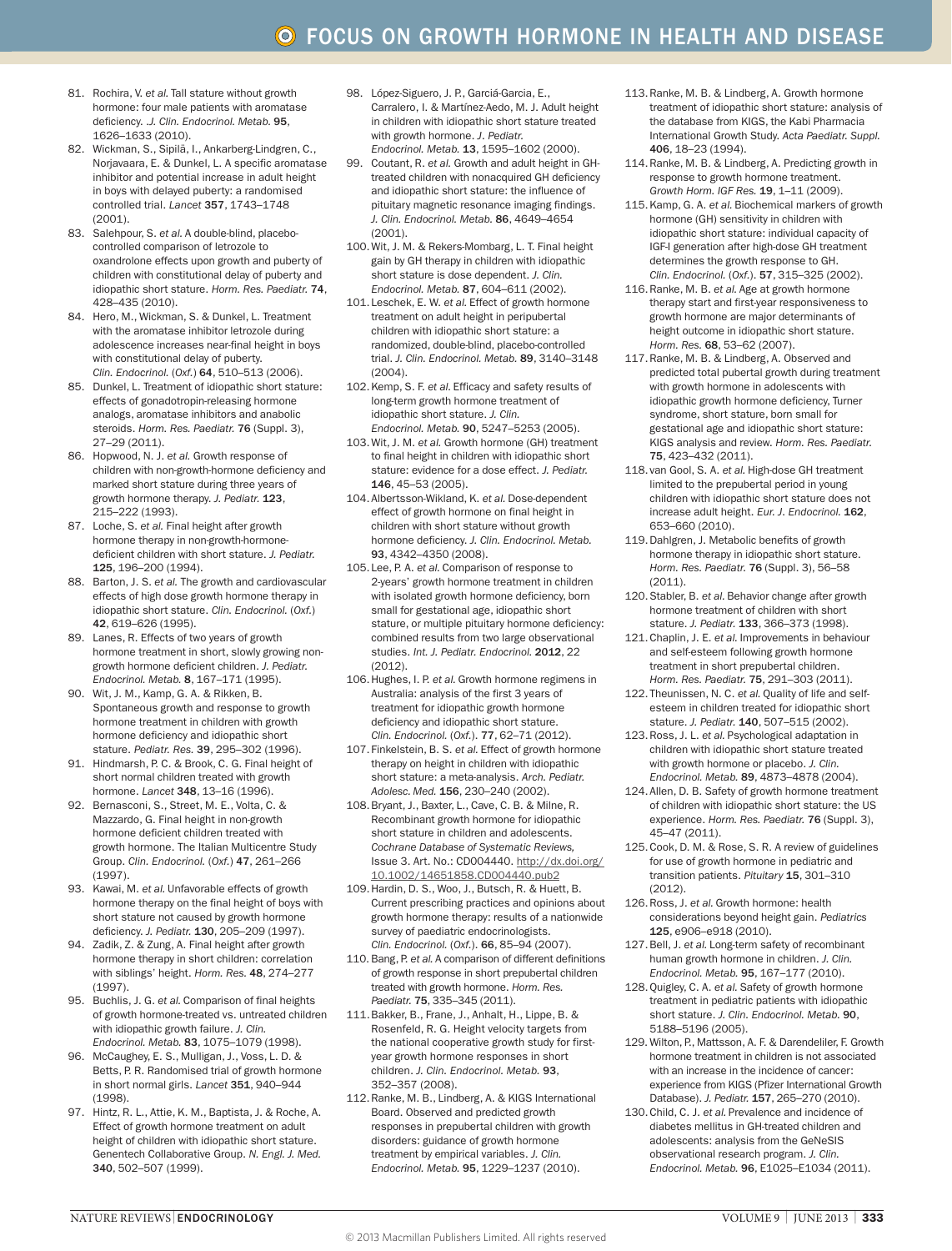81. Rochira, V. *et al.* Tall stature without growth hormone: four male patients with aromatase deficiency. *J. Clin. Endocrinol. Metab.* **95**, 1626–1633 (2010).
82. Wickman, S., Sipilä, I., Ankarberg-Lindgren, C., Norjavaara, E. & Dunkel, L. A specific aromatase inhibitor and potential increase in adult height in boys with delayed puberty: a randomised controlled trial. *Lancet* **357**, 1743–1748 (2001).
83. Salehpour, S. *et al.* A double-blind, placebo-controlled comparison of letrozole to oxandrolone effects upon growth and puberty of children with constitutional delay of puberty and idiopathic short stature. *Horm. Res. Paediatr.* **74**, 428–435 (2010).
84. Hero, M., Wickman, S. & Dunkel, L. Treatment with the aromatase inhibitor letrozole during adolescence increases near-final height in boys with constitutional delay of puberty. *Clin. Endocrinol. (Oxf.)* **64**, 510–513 (2006).
85. Dunkel, L. Treatment of idiopathic short stature: effects of gonadotropin-releasing hormone analogs, aromatase inhibitors and anabolic steroids. *Horm. Res. Paediatr.* **76** (Suppl. 3), 27–29 (2011).
86. Hopwood, N. J. *et al.* Growth response of children with non-growth-hormone deficiency and marked short stature during three years of growth hormone therapy. *J. Pediatr.* **123**, 215–222 (1993).
87. Loche, S. *et al.* Final height after growth hormone therapy in non-growth-hormone-deficient children with short stature. *J. Pediatr.* **125**, 196–200 (1994).
88. Barton, J. S. *et al.* The growth and cardiovascular effects of high dose growth hormone therapy in idiopathic short stature. *Clin. Endocrinol. (Oxf.)* **42**, 619–626 (1995).
89. Lanes, R. Effects of two years of growth hormone treatment in short, slowly growing non-growth hormone deficient children. *J. Pediatr. Endocrinol. Metab.* **8**, 167–171 (1995).
90. Wit, J. M., Kamp, G. A. & Rikken, B. Spontaneous growth and response to growth hormone treatment in children with growth hormone deficiency and idiopathic short stature. *Pediatr. Res.* **39**, 295–302 (1996).
91. Hindmarsh, P. C. & Brook, C. G. Final height of short normal children treated with growth hormone. *Lancet* **348**, 13–16 (1996).
92. Bernasconi, S., Street, M. E., Volta, C. & Mazzardo, G. Final height in non-growth hormone deficient children treated with growth hormone. The Italian Multicentre Study Group. *Clin. Endocrinol. (Oxf.)* **47**, 261–266 (1997).
93. Kawai, M. *et al.* Unfavorable effects of growth hormone therapy on the final height of boys with short stature not caused by growth hormone deficiency. *J. Pediatr.* **130**, 205–209 (1997).
94. Zadik, Z. & Zung, A. Final height after growth hormone therapy in short children: correlation with siblings' height. *Horm. Res.* **48**, 274–277 (1997).
95. Buchlis, J. G. *et al.* Comparison of final heights of growth hormone-treated vs. untreated children with idiopathic growth failure. *J. Clin. Endocrinol. Metab.* **83**, 1075–1079 (1998).
96. McCaughey, E. S., Mulligan, J., Voss, L. D. & Betts, P. R. Randomised trial of growth hormone in short normal girls. *Lancet* **351**, 940–944 (1998).
97. Hintz, R. L., Attie, K. M., Baptista, J. & Roche, A. Effect of growth hormone treatment on adult height of children with idiopathic short stature. Genentech Collaborative Group. *N. Engl. J. Med.* **340**, 502–507 (1999).
98. López-Siguero, J. P., Garciá-Garcia, E., Carralero, I. & Martínez-Aedo, M. J. Adult height in children with idiopathic short stature treated with growth hormone. *J. Pediatr. Endocrinol. Metab.* **13**, 1595–1602 (2000).
99. Coutant, R. *et al.* Growth and adult height in GH-treated children with nonacquired GH deficiency and idiopathic short stature: the influence of pituitary magnetic resonance imaging findings. *J. Clin. Endocrinol. Metab.* **86**, 4649–4654 (2001).
100. Wit, J. M. & Rekers-Mombarg, L. T. Final height gain by GH therapy in children with idiopathic short stature is dose dependent. *J. Clin. Endocrinol. Metab.* **87**, 604–611 (2002).
101. Leschek, E. W. *et al.* Effect of growth hormone treatment on adult height in peripubertal children with idiopathic short stature: a randomized, double-blind, placebo-controlled trial. *J. Clin. Endocrinol. Metab.* **89**, 3140–3148 (2004).
102. Kemp, S. F. *et al.* Efficacy and safety results of long-term growth hormone treatment of idiopathic short stature. *J. Clin. Endocrinol. Metab.* **90**, 5247–5253 (2005).
103. Wit, J. M. *et al.* Growth hormone (GH) treatment to final height in children with idiopathic short stature: evidence for a dose effect. *J. Pediatr.* **146**, 45–53 (2005).
104. Albertsson-Wikland, K. *et al.* Dose-dependent effect of growth hormone on final height in children with short stature without growth hormone deficiency. *J. Clin. Endocrinol. Metab.* **93**, 4342–4350 (2008).
105. Lee, P. A. *et al.* Comparison of response to 2-years' growth hormone treatment in children with isolated growth hormone deficiency, born small for gestational age, idiopathic short stature, or multiple pituitary hormone deficiency: combined results from two large observational studies. *Int. J. Pediatr. Endocrinol.* **2012**, 22 (2012).
106. Hughes, I. P. *et al.* Growth hormone regimens in Australia: analysis of the first 3 years of treatment for idiopathic growth hormone deficiency and idiopathic short stature. *Clin. Endocrinol. (Oxf.)*. **77**, 62–71 (2012).
107. Finkelstein, B. S. *et al.* Effect of growth hormone therapy on height in children with idiopathic short stature: a meta-analysis. *Arch. Pediatr. Adolesc. Med.* **156**, 230–240 (2002).
108. Bryant, J., Baxter, L., Cave, C. B. & Milne, R. Recombinant growth hormone for idiopathic short stature in children and adolescents. *Cochrane Database of Systematic Reviews,* Issue 3. Art. No.: CD004440. http://dx.doi.org/10.1002/14651858.CD004440.pub2
109. Hardin, D. S., Woo, J., Butsch, R. & Huett, B. Current prescribing practices and opinions about growth hormone therapy: results of a nationwide survey of paediatric endocrinologists. *Clin. Endocrinol. (Oxf.)*. **66**, 85–94 (2007).
110. Bang, P. *et al.* A comparison of different definitions of growth response in short prepubertal children treated with growth hormone. *Horm. Res. Paediatr.* **75**, 335–345 (2011).
111. Bakker, B., Frane, J., Anhalt, H., Lippe, B. & Rosenfeld, R. G. Height velocity targets from the national cooperative growth study for first-year growth hormone responses in short children. *J. Clin. Endocrinol. Metab.* **93**, 352–357 (2008).
112. Ranke, M. B., Lindberg, A. & KIGS International Board. Observed and predicted growth responses in prepubertal children with growth disorders: guidance of growth hormone treatment by empirical variables. *J. Clin. Endocrinol. Metab.* **95**, 1229–1237 (2010).
113. Ranke, M. B. & Lindberg, A. Growth hormone treatment of idiopathic short stature: analysis of the database from KIGS, the Kabi Pharmacia International Growth Study. *Acta Paediatr. Suppl.* **406**, 18–23 (1994).
114. Ranke, M. B. & Lindberg, A. Predicting growth in response to growth hormone treatment. *Growth Horm. IGF Res.* **19**, 1–11 (2009).
115. Kamp, G. A. *et al.* Biochemical markers of growth hormone (GH) sensitivity in children with idiopathic short stature: individual capacity of IGF-I generation after high-dose GH treatment determines the growth response to GH. *Clin. Endocrinol. (Oxf.)*. **57**, 315–325 (2002).
116. Ranke, M. B. *et al.* Age at growth hormone therapy start and first-year responsiveness to growth hormone are major determinants of height outcome in idiopathic short stature. *Horm. Res.* **68**, 53–62 (2007).
117. Ranke, M. B. & Lindberg, A. Observed and predicted total pubertal growth during treatment with growth hormone in adolescents with idiopathic growth hormone deficiency, Turner syndrome, short stature, born small for gestational age and idiopathic short stature: KIGS analysis and review. *Horm. Res. Paediatr.* **75**, 423–432 (2011).
118. van Gool, S. A. *et al.* High-dose GH treatment limited to the prepubertal period in young children with idiopathic short stature does not increase adult height. *Eur. J. Endocrinol.* **162**, 653–660 (2010).
119. Dahlgren, J. Metabolic benefits of growth hormone therapy in idiopathic short stature. *Horm. Res. Paediatr.* **76** (Suppl. 3), 56–58 (2011).
120. Stabler, B. *et al.* Behavior change after growth hormone treatment of children with short stature. *J. Pediatr.* **133**, 366–373 (1998).
121. Chaplin, J. E. *et al.* Improvements in behaviour and self-esteem following growth hormone treatment in short prepubertal children. *Horm. Res. Paediatr.* **75**, 291–303 (2011).
122. Theunissen, N. C. *et al.* Quality of life and self-esteem in children treated for idiopathic short stature. *J. Pediatr.* **140**, 507–515 (2002).
123. Ross, J. L. *et al.* Psychological adaptation in children with idiopathic short stature treated with growth hormone or placebo. *J. Clin. Endocrinol. Metab.* **89**, 4873–4878 (2004).
124. Allen, D. B. Safety of growth hormone treatment of children with idiopathic short stature: the US experience. *Horm. Res. Paediatr.* **76** (Suppl. 3), 45–47 (2011).
125. Cook, D. M. & Rose, S. R. A review of guidelines for use of growth hormone in pediatric and transition patients. *Pituitary* **15**, 301–310 (2012).
126. Ross, J. *et al.* Growth hormone: health considerations beyond height gain. *Pediatrics* **125**, e906–e918 (2010).
127. Bell, J. *et al.* Long-term safety of recombinant human growth hormone in children. *J. Clin. Endocrinol. Metab.* **95**, 167–177 (2010).
128. Quigley, C. A. *et al.* Safety of growth hormone treatment in pediatric patients with idiopathic short stature. *J. Clin. Endocrinol. Metab.* **90**, 5188–5196 (2005).
129. Wilton, P., Mattsson, A. F. & Darendeliler, F. Growth hormone treatment in children is not associated with an increase in the incidence of cancer: experience from KIGS (Pfizer International Growth Database). *J. Pediatr.* **157**, 265–270 (2010).
130. Child, C. J. *et al.* Prevalence and incidence of diabetes mellitus in GH-treated children and adolescents: analysis from the GeNeSIS observational research program. *J. Clin. Endocrinol. Metab.* **96**, E1025–E1034 (2011).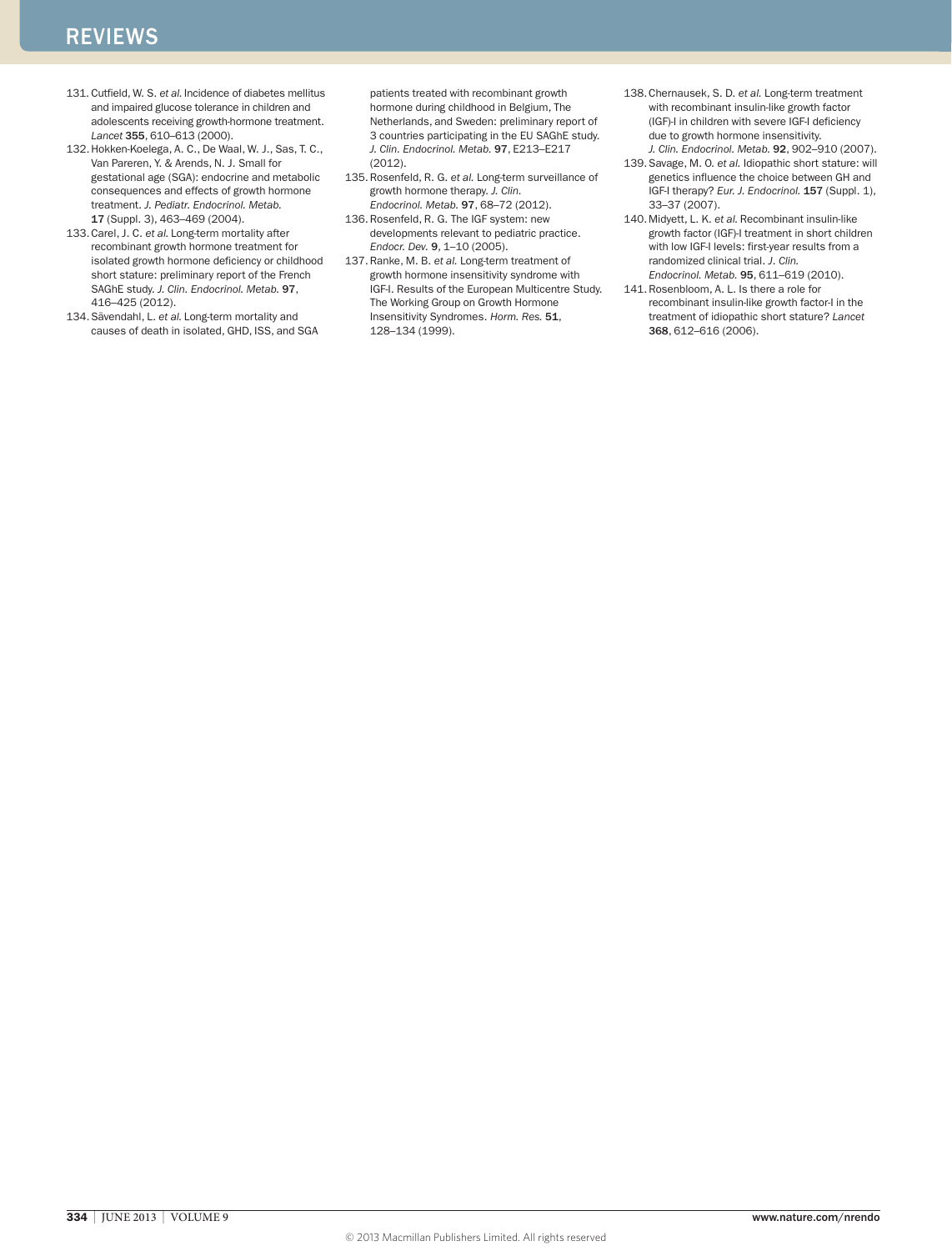131. Cutfield, W. S. *et al.* Incidence of diabetes mellitus and impaired glucose tolerance in children and adolescents receiving growth-hormone treatment. *Lancet* **355**, 610–613 (2000).
132. Hokken-Koelega, A. C., De Waal, W. J., Sas, T. C., Van Pareren, Y. & Arends, N. J. Small for gestational age (SGA): endocrine and metabolic consequences and effects of growth hormone treatment. *J. Pediatr. Endocrinol. Metab.* **17** (Suppl. 3), 463–469 (2004).
133. Carel, J. C. *et al.* Long-term mortality after recombinant growth hormone treatment for isolated growth hormone deficiency or childhood short stature: preliminary report of the French SAGhE study. *J. Clin. Endocrinol. Metab.* **97**, 416–425 (2012).
134. Sävendahl, L. *et al.* Long-term mortality and causes of death in isolated, GHD, ISS, and SGA patients treated with recombinant growth hormone during childhood in Belgium, The Netherlands, and Sweden: preliminary report of 3 countries participating in the EU SAGhE study. *J. Clin. Endocrinol. Metab.* **97**, E213–E217 (2012).
135. Rosenfeld, R. G. *et al.* Long-term surveillance of growth hormone therapy. *J. Clin. Endocrinol. Metab.* **97**, 68–72 (2012).
136. Rosenfeld, R. G. The IGF system: new developments relevant to pediatric practice. *Endocr. Dev.* **9**, 1–10 (2005).
137. Ranke, M. B. *et al.* Long-term treatment of growth hormone insensitivity syndrome with IGF-I. Results of the European Multicentre Study. The Working Group on Growth Hormone Insensitivity Syndromes. *Horm. Res.* **51**, 128–134 (1999).
138. Chernausek, S. D. *et al.* Long-term treatment with recombinant insulin-like growth factor (IGF)-I in children with severe IGF-I deficiency due to growth hormone insensitivity. *J. Clin. Endocrinol. Metab.* **92**, 902–910 (2007).
139. Savage, M. O. *et al.* Idiopathic short stature: will genetics influence the choice between GH and IGF-I therapy? *Eur. J. Endocrinol.* **157** (Suppl. 1), 33–37 (2007).
140. Midyett, L. K. *et al.* Recombinant insulin-like growth factor (IGF)-I treatment in short children with low IGF-I levels: first-year results from a randomized clinical trial. *J. Clin. Endocrinol. Metab.* **95**, 611–619 (2010).
141. Rosenbloom, A. L. Is there a role for recombinant insulin-like growth factor-I in the treatment of idiopathic short stature? *Lancet* **368**, 612–616 (2006).